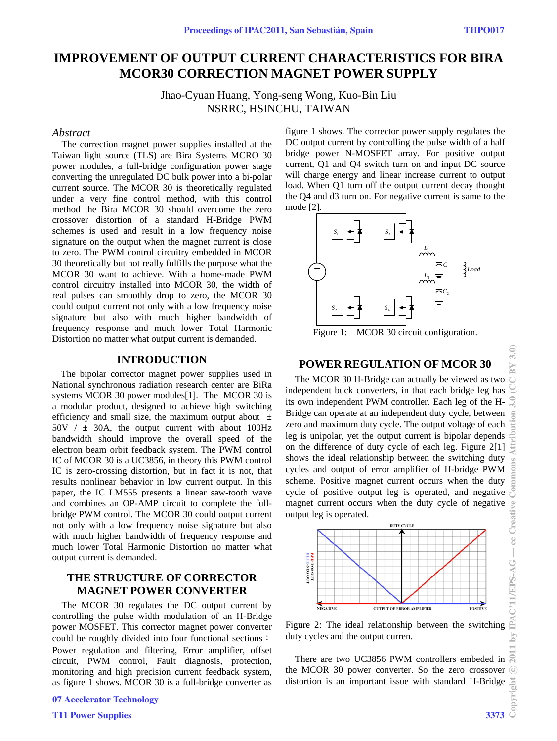# IMPROVEMENT OF OUTPUT CURRENT CHARACTERISTICS FOR BIRA MCOR30 CORRECTION MAGNET POWER SUPPLY

Jhao-Cyuan Huang, Yong-seng Wong, Kuo-Bin Liu
NSRRC, HSINCHU, TAIWAN

## *Abstract*

The correction magnet power supplies installed at the Taiwan light source (TLS) are Bira Systems MCRO 30 power modules, a full-bridge configuration power stage converting the unregulated DC bulk power into a bi-polar current source. The MCOR 30 is theoretically regulated under a very fine control method, with this control method the Bira MCOR 30 should overcome the zero crossover distortion of a standard H-Bridge PWM schemes is used and result in a low frequency noise signature on the output when the magnet current is close to zero. The PWM control circuitry embedded in MCOR 30 theoretically but not really fulfills the purpose what the MCOR 30 want to achieve. With a home-made PWM control circuitry installed into MCOR 30, the width of real pulses can smoothly drop to zero, the MCOR 30 could output current not only with a low frequency noise signature but also with much higher bandwidth of frequency response and much lower Total Harmonic Distortion no matter what output current is demanded.

## INTRODUCTION

The bipolar corrector magnet power supplies used in National synchronous radiation research center are BiRa systems MCOR 30 power modules[1]. The MCOR 30 is a modular product, designed to achieve high switching efficiency and small size, the maximum output about ± 50V / ± 30A, the output current with about 100Hz bandwidth should improve the overall speed of the electron beam orbit feedback system. The PWM control IC of MCOR 30 is a UC3856, in theory this PWM control IC is zero-crossing distortion, but in fact it is not, that results nonlinear behavior in low current output. In this paper, the IC LM555 presents a linear saw-tooth wave and combines an OP-AMP circuit to complete the full-bridge PWM control. The MCOR 30 could output current not only with a low frequency noise signature but also with much higher bandwidth of frequency response and much lower Total Harmonic Distortion no matter what output current is demanded.

## THE STRUCTURE OF CORRECTOR MAGNET POWER CONVERTER

The MCOR 30 regulates the DC output current by controlling the pulse width modulation of an H-Bridge power MOSFET. This corrector magnet power converter could be roughly divided into four functional sections : Power regulation and filtering, Error amplifier, offset circuit, PWM control, Fault diagnosis, protection, monitoring and high precision current feedback system, as figure 1 shows. MCOR 30 is a full-bridge converter as figure 1 shows. The corrector power supply regulates the DC output current by controlling the pulse width of a half bridge power N-MOSFET array. For positive output current, Q1 and Q4 switch turn on and input DC source will charge energy and linear increase current to output load. When Q1 turn off the output current decay thought the Q4 and d3 turn on. For negative current is same to the mode [2].

Figure 1: MCOR 30 circuit configuration.

## POWER REGULATION OF MCOR 30

The MCOR 30 H-Bridge can actually be viewed as two independent buck converters, in that each bridge leg has its own independent PWM controller. Each leg of the H-Bridge can operate at an independent duty cycle, between zero and maximum duty cycle. The output voltage of each leg is unipolar, yet the output current is bipolar depends on the difference of duty cycle of each leg. Figure 2[1] shows the ideal relationship between the switching duty cycles and output of error amplifier of H-bridge PWM scheme. Positive magnet current occurs when the duty cycle of positive output leg is operated, and negative magnet current occurs when the duty cycle of negative output leg is operated.

Figure 2: The ideal relationship between the switching duty cycles and the output curren.

There are two UC3856 PWM controllers embeded in the MCOR 30 power converter. So the zero crossover distortion is an important issue with standard H-Bridge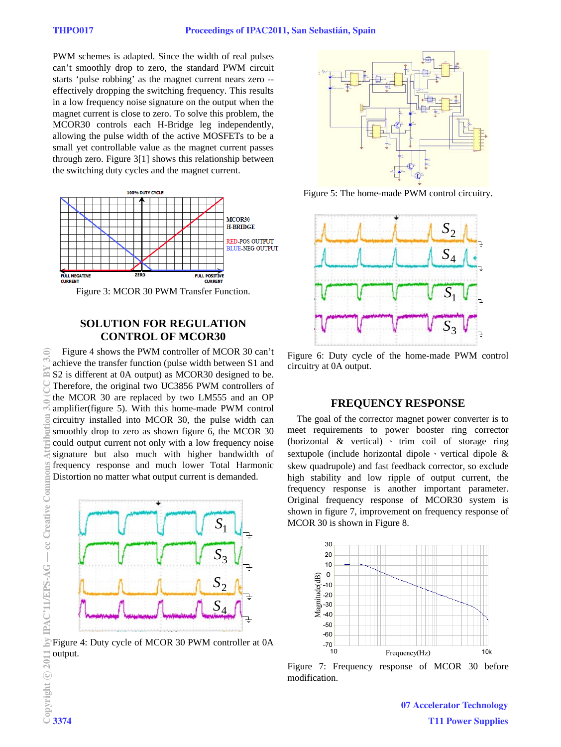PWM schemes is adapted. Since the width of real pulses can't smoothly drop to zero, the standard PWM circuit starts 'pulse robbing' as the magnet current nears zero -- effectively dropping the switching frequency. This results in a low frequency noise signature on the output when the magnet current is close to zero. To solve this problem, the MCOR30 controls each H-Bridge leg independently, allowing the pulse width of the active MOSFETs to be a small yet controllable value as the magnet current passes through zero. Figure 3[1] shows this relationship between the switching duty cycles and the magnet current.

Figure 3: MCOR 30 PWM Transfer Function.

## SOLUTION FOR REGULATION CONTROL OF MCOR30

Figure 4 shows the PWM controller of MCOR 30 can't achieve the transfer function (pulse width between S1 and S2 is different at 0A output) as MCOR30 designed to be. Therefore, the original two UC3856 PWM controllers of the MCOR 30 are replaced by two LM555 and an OP amplifier(figure 5). With this home-made PWM control circuitry installed into MCOR 30, the pulse width can smoothly drop to zero as shown figure 6, the MCOR 30 could output current not only with a low frequency noise signature but also much with higher bandwidth of frequency response and much lower Total Harmonic Distortion no matter what output current is demanded.

Figure 4: Duty cycle of MCOR 30 PWM controller at 0A output.

Figure 5: The home-made PWM control circuitry.

Figure 6: Duty cycle of the home-made PWM control circuitry at 0A output.

## FREQUENCY RESPONSE

The goal of the corrector magnet power converter is to meet requirements to power booster ring corrector (horizontal & vertical) 、 trim coil of storage ring sextupole (include horizontal dipole 、vertical dipole & skew quadrupole) and fast feedback corrector, so exclude high stability and low ripple of output current, the frequency response is another important parameter. Original frequency response of MCOR30 system is shown in figure 7, improvement on frequency response of MCOR 30 is shown in Figure 8.

Figure 7: Frequency response of MCOR 30 before modification.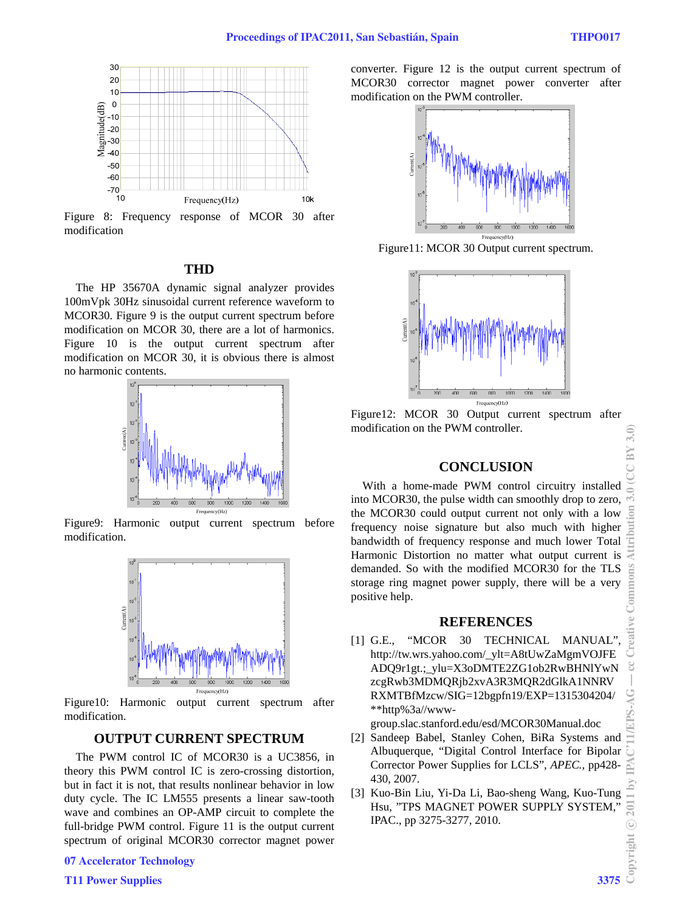30
20
10
0
-10
-20
-30
-40
-50
-60
-70
Magnitude(dB)
10
Frequency(Hz)
10k

Figure 8: Frequency response of MCOR 30 after modification

## THD

The HP 35670A dynamic signal analyzer provides 100mVpk 30Hz sinusoidal current reference waveform to MCOR30. Figure 9 is the output current spectrum before modification on MCOR 30, there are a lot of harmonics. Figure 10 is the output current spectrum after modification on MCOR 30, it is obvious there is almost no harmonic contents.

Current(A)
Frequency(Hz)

Figure9: Harmonic output current spectrum before modification.

Current(A)
Frequency(Hz)

Figure10: Harmonic output current spectrum after modification.

## OUTPUT CURRENT SPECTRUM

The PWM control IC of MCOR30 is a UC3856, in theory this PWM control IC is zero-crossing distortion, but in fact it is not, that results nonlinear behavior in low duty cycle. The IC LM555 presents a linear saw-tooth wave and combines an OP-AMP circuit to complete the full-bridge PWM control. Figure 11 is the output current spectrum of original MCOR30 corrector magnet power converter. Figure 12 is the output current spectrum of MCOR30 corrector magnet power converter after modification on the PWM controller.

Current(A)
Frequency(Hz)

Figure11: MCOR 30 Output current spectrum.

Current(A)
Frequency(Hz)

Figure12: MCOR 30 Output current spectrum after modification on the PWM controller.

## CONCLUSION

With a home-made PWM control circuitry installed into MCOR30, the pulse width can smoothly drop to zero, the MCOR30 could output current not only with a low frequency noise signature but also much higher bandwidth of frequency response and much lower Total Harmonic Distortion no matter what output current is demanded. So with the modified MCOR30 for the TLS storage ring magnet power supply, there will be a very positive help.

## REFERENCES

[1] G.E., "MCOR 30 TECHNICAL MANUAL", http://tw.wrs.yahoo.com/_ylt=A8tUwZaMgmVOJFEADQ9r1gt.;_ylu=X3oDMTE2ZG1ob2RwBHNlYwNzcgRwb3MDMQRjb2xvA3R3MQR2dGlkA1NNRVRXMTBfMzcw/SIG=12bgpfn19/EXP=1315304204/**http%3a//www-group.slac.stanford.edu/esd/MCOR30Manual.doc

[2] Sandeep Babel, Stanley Cohen, BiRa Systems and Albuquerque, "Digital Control Interface for Bipolar Corrector Power Supplies for LCLS", *APEC.*, pp428-430, 2007.

[3] Kuo-Bin Liu, Yi-Da Li, Bao-sheng Wang, Kuo-Tung Hsu, "TPS MAGNET POWER SUPPLY SYSTEM," IPAC., pp 3275-3277, 2010.